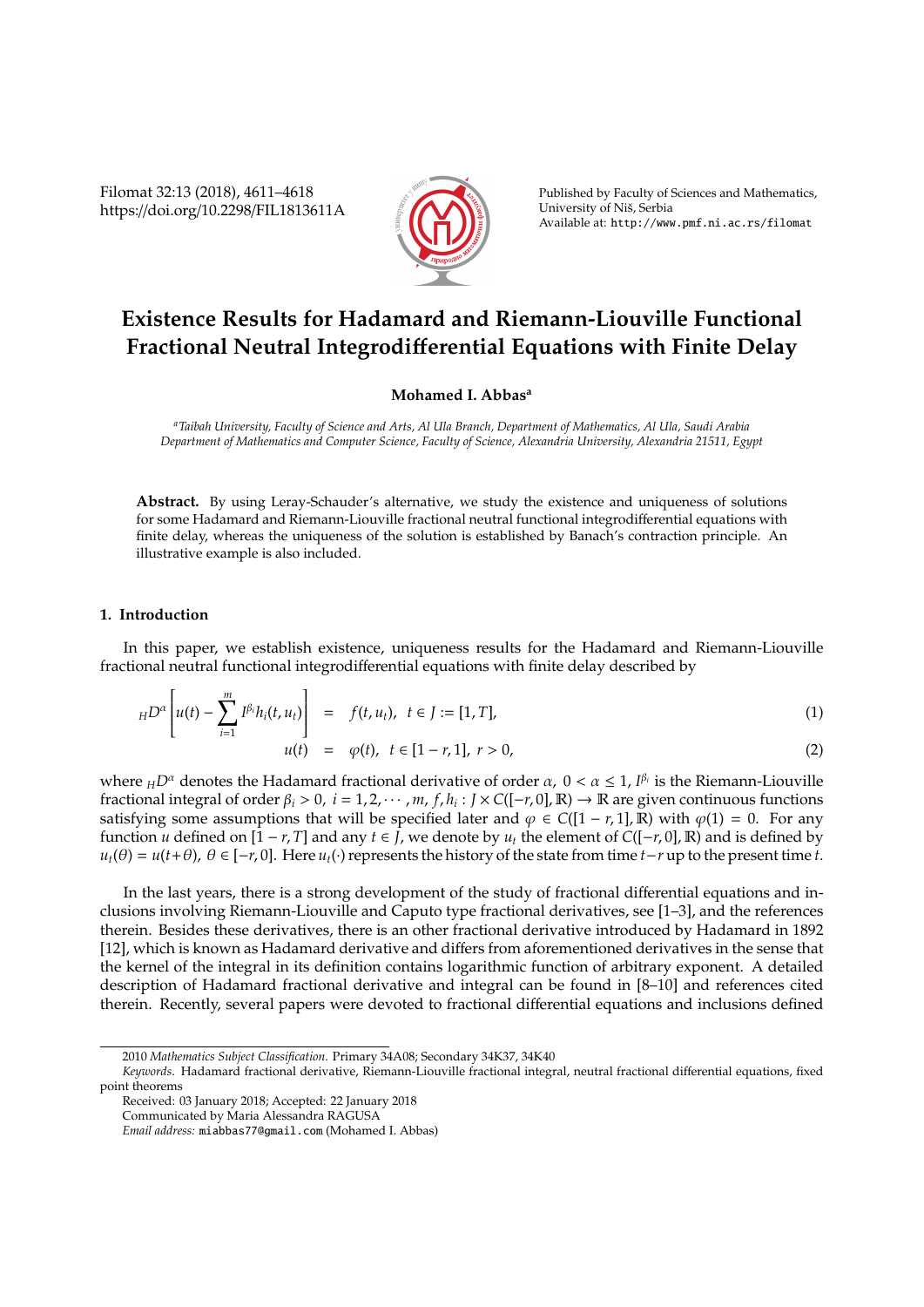# Existence Results for Hadamard and Riemann-Liouville Functional Fractional Neutral Integrodifferential Equations with Finite Delay

**Mohamed I. Abbas**[a]

[a]*Taibah University, Faculty of Science and Arts, Al Ula Branch, Department of Mathematics, Al Ula, Saudi Arabia*
*Department of Mathematics and Computer Science, Faculty of Science, Alexandria University, Alexandria 21511, Egypt*

**Abstract.** By using Leray-Schauder's alternative, we study the existence and uniqueness of solutions for some Hadamard and Riemann-Liouville fractional neutral functional integrodifferential equations with finite delay, whereas the uniqueness of the solution is established by Banach's contraction principle. An illustrative example is also included.

## 1. Introduction

In this paper, we establish existence, uniqueness results for the Hadamard and Riemann-Liouville fractional neutral functional integrodifferential equations with finite delay described by

$$
{}_HD^{\alpha}\left[u(t)-\sum_{i=1}^{m} I^{\beta_i}h_i(t,u_t)\right] \;=\; f(t,u_t),\quad t\in J:=[1,T], \tag{1}
$$

$$
u(t) \;=\; \varphi(t),\quad t\in[1-r,1],\ r>0, \tag{2}
$$

where ${}_HD^{\alpha}$ denotes the Hadamard fractional derivative of order $\alpha$, $0<\alpha\leq 1$, $I^{\beta_i}$ is the Riemann-Liouville fractional integral of order $\beta_i>0$, $i=1,2,\cdots,m$, $f,h_i: J\times C([-r,0],\mathbb{R})\to\mathbb{R}$ are given continuous functions satisfying some assumptions that will be specified later and $\varphi\in C([1-r,1],\mathbb{R})$ with $\varphi(1)=0$. For any function $u$ defined on $[1-r,T]$ and any $t\in J$, we denote by $u_t$ the element of $C([-r,0],\mathbb{R})$ and is defined by $u_t(\theta)=u(t+\theta)$, $\theta\in[-r,0]$. Here $u_t(\cdot)$ represents the history of the state from time $t-r$ up to the present time $t$.

In the last years, there is a strong development of the study of fractional differential equations and inclusions involving Riemann-Liouville and Caputo type fractional derivatives, see [1–3], and the references therein. Besides these derivatives, there is an other fractional derivative introduced by Hadamard in 1892 [12], which is known as Hadamard derivative and differs from aforementioned derivatives in the sense that the kernel of the integral in its definition contains logarithmic function of arbitrary exponent. A detailed description of Hadamard fractional derivative and integral can be found in [8–10] and references cited therein. Recently, several papers were devoted to fractional differential equations and inclusions defined

2010 *Mathematics Subject Classification.* Primary 34A08; Secondary 34K37, 34K40

*Keywords.* Hadamard fractional derivative, Riemann-Liouville fractional integral, neutral fractional differential equations, fixed point theorems

Received: 03 January 2018; Accepted: 22 January 2018

Communicated by Maria Alessandra RAGUSA

*Email address:* miabbas77@gmail.com (Mohamed I. Abbas)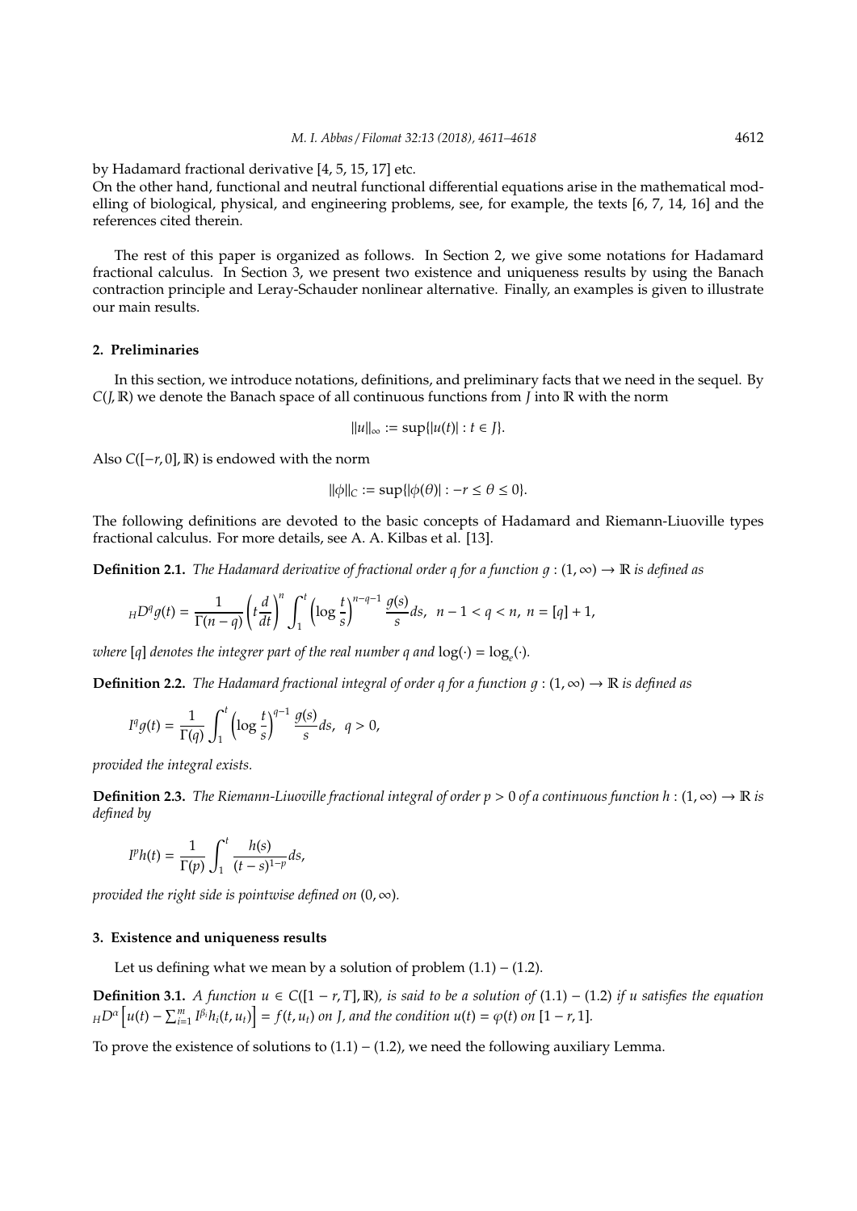by Hadamard fractional derivative [4, 5, 15, 17] etc.

On the other hand, functional and neutral functional differential equations arise in the mathematical modelling of biological, physical, and engineering problems, see, for example, the texts [6, 7, 14, 16] and the references cited therein.

The rest of this paper is organized as follows. In Section 2, we give some notations for Hadamard fractional calculus. In Section 3, we present two existence and uniqueness results by using the Banach contraction principle and Leray-Schauder nonlinear alternative. Finally, an examples is given to illustrate our main results.

## 2. Preliminaries

In this section, we introduce notations, definitions, and preliminary facts that we need in the sequel. By $C(J, \mathbb{R})$ we denote the Banach space of all continuous functions from $J$ into $\mathbb{R}$ with the norm

$$\|u\|_{\infty} := \sup\{|u(t)| : t \in J\}.$$

Also $C([-r, 0], \mathbb{R})$ is endowed with the norm

$$\|\phi\|_{C} := \sup\{|\phi(\theta)| : -r \leq \theta \leq 0\}.$$

The following definitions are devoted to the basic concepts of Hadamard and Riemann-Liuoville types fractional calculus. For more details, see A. A. Kilbas et al. [13].

**Definition 2.1.** *The Hadamard derivative of fractional order $q$ for a function $g : (1, \infty) \to \mathbb{R}$ is defined as*

$$_{H}D^{q}g(t) = \frac{1}{\Gamma(n-q)}\left(t\frac{d}{dt}\right)^{n}\int_{1}^{t}\left(\log\frac{t}{s}\right)^{n-q-1}\frac{g(s)}{s}ds, \;\; n-1 < q < n, \; n = [q]+1,$$

*where $[q]$ denotes the integrer part of the real number $q$ and $\log(\cdot) = \log_{e}(\cdot)$.*

**Definition 2.2.** *The Hadamard fractional integral of order $q$ for a function $g : (1, \infty) \to \mathbb{R}$ is defined as*

$$I^{q}g(t) = \frac{1}{\Gamma(q)}\int_{1}^{t}\left(\log\frac{t}{s}\right)^{q-1}\frac{g(s)}{s}ds, \;\; q > 0,$$

*provided the integral exists.*

**Definition 2.3.** *The Riemann-Liuoville fractional integral of order $p > 0$ of a continuous function $h : (1, \infty) \to \mathbb{R}$ is defined by*

$$I^{p}h(t) = \frac{1}{\Gamma(p)}\int_{1}^{t}\frac{h(s)}{(t-s)^{1-p}}ds,$$

*provided the right side is pointwise defined on $(0, \infty)$.*

## 3. Existence and uniqueness results

Let us defining what we mean by a solution of problem $(1.1)-(1.2)$.

**Definition 3.1.** *A function $u \in C([1-r, T], \mathbb{R})$, is said to be a solution of $(1.1)-(1.2)$ if $u$ satisfies the equation $_{H}D^{\alpha}\left[u(t) - \sum_{i=1}^{m} I^{\beta_i}h_i(t, u_t)\right] = f(t, u_t)$ on $J$, and the condition $u(t) = \varphi(t)$ on $[1-r, 1]$.*

To prove the existence of solutions to $(1.1)-(1.2)$, we need the following auxiliary Lemma.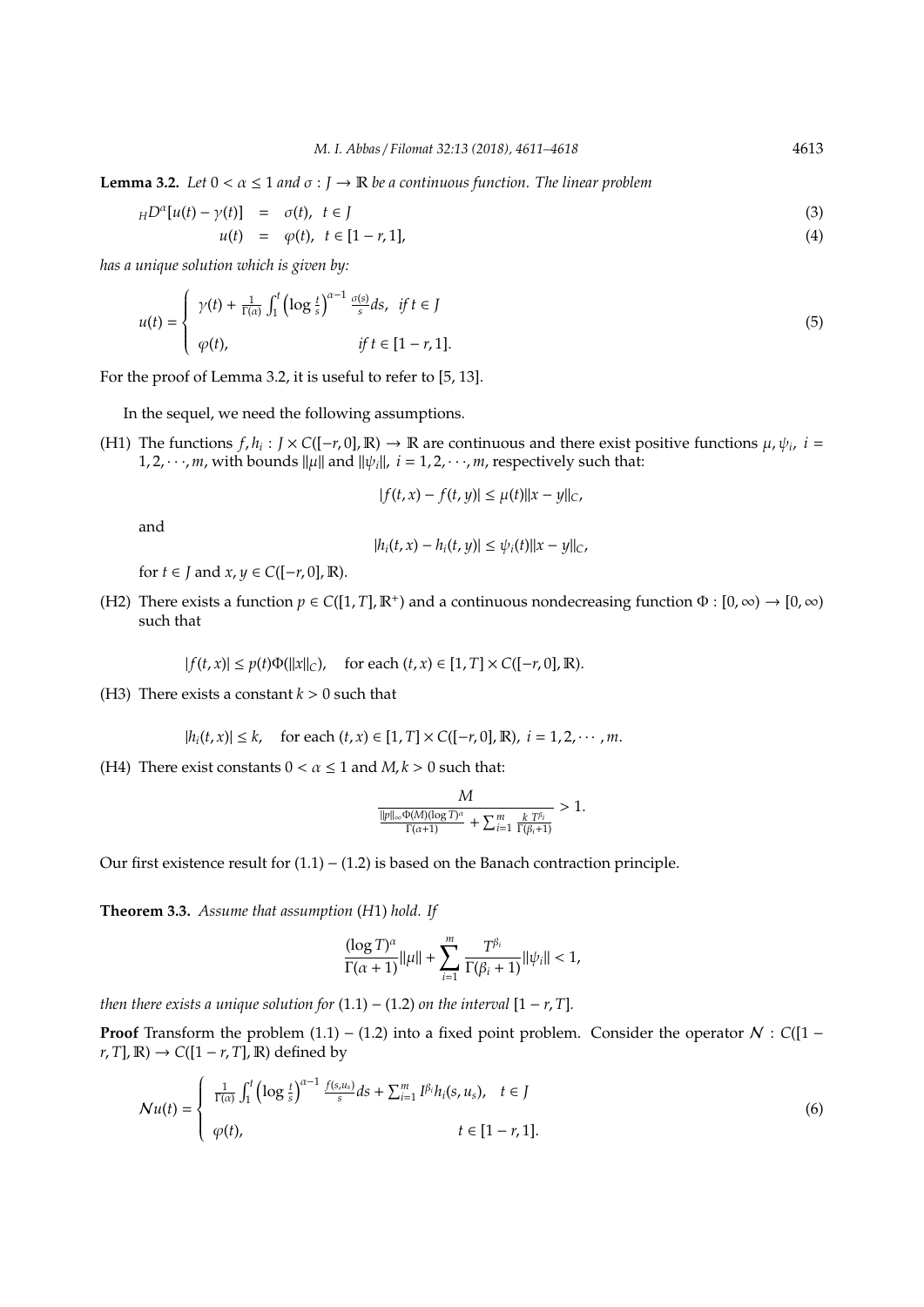**Lemma 3.2.** *Let $0 < \alpha \leq 1$ and $\sigma : J \to \mathbb{R}$ be a continuous function. The linear problem*

$$
\begin{aligned}
{}_H D^{\alpha}[u(t) - \gamma(t)] &= \sigma(t), \quad t \in J \qquad (3)\\
u(t) &= \varphi(t), \quad t \in [1-r, 1], \qquad (4)
\end{aligned}
$$

*has a unique solution which is given by:*

$$
u(t) = \begin{cases} \gamma(t) + \frac{1}{\Gamma(\alpha)} \int_1^t \left(\log \frac{t}{s}\right)^{\alpha-1} \frac{\sigma(s)}{s} ds, & \text{if } t \in J \\ \varphi(t), & \text{if } t \in [1-r, 1]. \end{cases} \qquad (5)
$$

For the proof of Lemma 3.2, it is useful to refer to [5, 13].

In the sequel, we need the following assumptions.

(H1) The functions $f, h_i : J \times C([-r, 0], \mathbb{R}) \to \mathbb{R}$ are continuous and there exist positive functions $\mu, \psi_i$, $i = 1, 2, \cdots, m$, with bounds $\|\mu\|$ and $\|\psi_i\|$, $i = 1, 2, \cdots, m$, respectively such that:

$$|f(t, x) - f(t, y)| \leq \mu(t)\|x - y\|_C,$$

and

$$|h_i(t, x) - h_i(t, y)| \leq \psi_i(t)\|x - y\|_C,$$

for $t \in J$ and $x, y \in C([-r, 0], \mathbb{R})$.

(H2) There exists a function $p \in C([1, T], \mathbb{R}^+)$ and a continuous nondecreasing function $\Phi : [0, \infty) \to [0, \infty)$ such that

$$|f(t, x)| \leq p(t)\Phi(\|x\|_C), \quad \text{for each } (t, x) \in [1, T] \times C([-r, 0], \mathbb{R}).$$

(H3) There exists a constant $k > 0$ such that

$$|h_i(t, x)| \leq k, \quad \text{for each } (t, x) \in [1, T] \times C([-r, 0], \mathbb{R}), \ i = 1, 2, \cdots, m.$$

(H4) There exist constants $0 < \alpha \leq 1$ and $M, k > 0$ such that:

$$\frac{M}{\frac{\|p\|_\infty \Phi(M)(\log T)^\alpha}{\Gamma(\alpha+1)} + \sum_{i=1}^m \frac{k\, T^{\beta_i}}{\Gamma(\beta_i+1)}} > 1.$$

Our first existence result for (1.1) − (1.2) is based on the Banach contraction principle.

**Theorem 3.3.** *Assume that assumption (H1) hold. If*

$$\frac{(\log T)^\alpha}{\Gamma(\alpha+1)}\|\mu\| + \sum_{i=1}^m \frac{T^{\beta_i}}{\Gamma(\beta_i+1)}\|\psi_i\| < 1,$$

*then there exists a unique solution for (1.1) − (1.2) on the interval $[1-r, T]$.*

**Proof** Transform the problem (1.1) − (1.2) into a fixed point problem. Consider the operator $\mathcal{N} : C([1-r, T], \mathbb{R}) \to C([1-r, T], \mathbb{R})$ defined by

$$
\mathcal{N}u(t) = \begin{cases} \frac{1}{\Gamma(\alpha)} \int_1^t \left(\log \frac{t}{s}\right)^{\alpha-1} \frac{f(s, u_s)}{s} ds + \sum_{i=1}^m I^{\beta_i} h_i(s, u_s), & t \in J \\ \varphi(t), & t \in [1-r, 1]. \end{cases} \qquad (6)
$$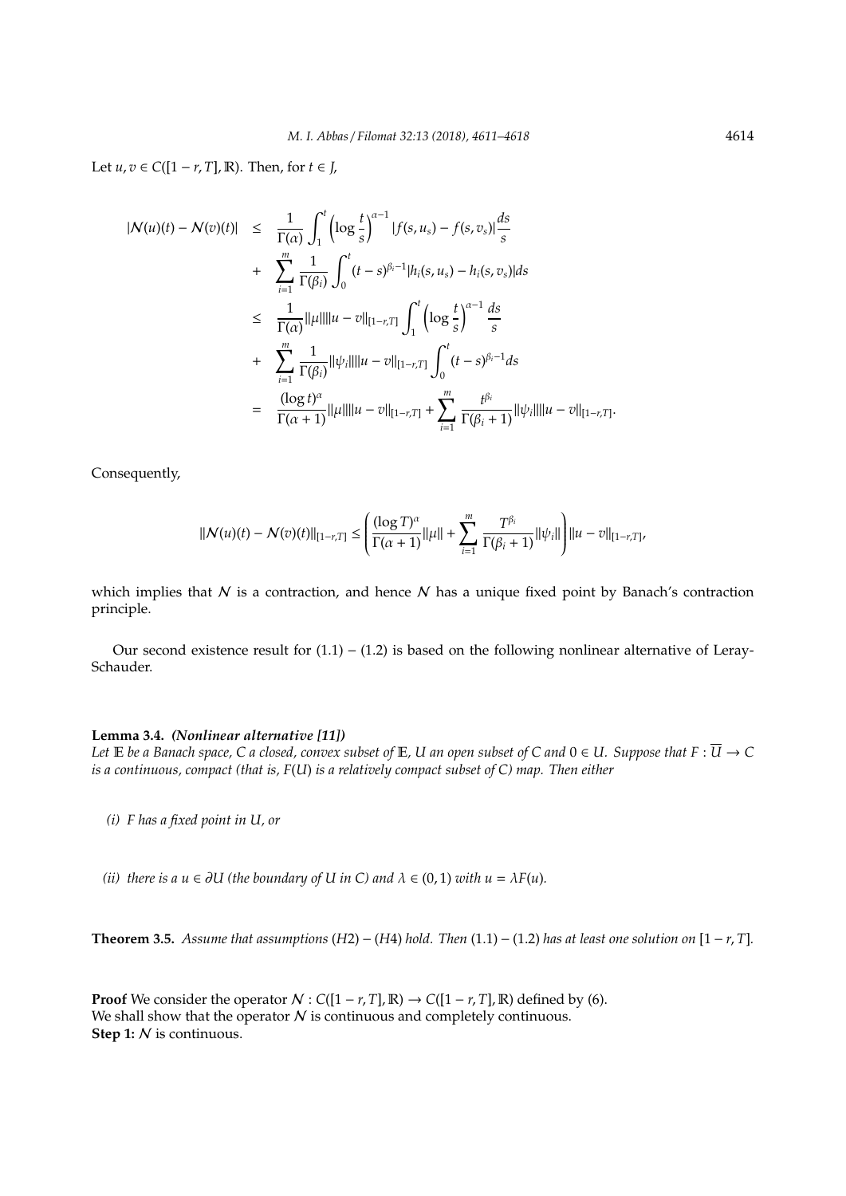Let $u, v \in C([1-r, T], \mathbb{R})$. Then, for $t \in J$,

$$
\begin{aligned}
|\mathcal{N}(u)(t) - \mathcal{N}(v)(t)| &\leq \frac{1}{\Gamma(\alpha)} \int_1^t \left(\log \frac{t}{s}\right)^{\alpha-1} |f(s, u_s) - f(s, v_s)| \frac{ds}{s} \\
&+ \sum_{i=1}^m \frac{1}{\Gamma(\beta_i)} \int_0^t (t-s)^{\beta_i - 1} |h_i(s, u_s) - h_i(s, v_s)| ds \\
&\leq \frac{1}{\Gamma(\alpha)} \|\mu\| \|u - v\|_{[1-r,T]} \int_1^t \left(\log \frac{t}{s}\right)^{\alpha-1} \frac{ds}{s} \\
&+ \sum_{i=1}^m \frac{1}{\Gamma(\beta_i)} \|\psi_i\| \|u - v\|_{[1-r,T]} \int_0^t (t-s)^{\beta_i - 1} ds \\
&= \frac{(\log t)^\alpha}{\Gamma(\alpha+1)} \|\mu\| \|u - v\|_{[1-r,T]} + \sum_{i=1}^m \frac{t^{\beta_i}}{\Gamma(\beta_i + 1)} \|\psi_i\| \|u - v\|_{[1-r,T]}.
\end{aligned}
$$

Consequently,

$$
\|\mathcal{N}(u)(t) - \mathcal{N}(v)(t)\|_{[1-r,T]} \leq \left( \frac{(\log T)^\alpha}{\Gamma(\alpha+1)} \|\mu\| + \sum_{i=1}^m \frac{T^{\beta_i}}{\Gamma(\beta_i+1)} \|\psi_i\| \right) \|u - v\|_{[1-r,T]},
$$

which implies that $\mathcal{N}$ is a contraction, and hence $\mathcal{N}$ has a unique fixed point by Banach's contraction principle.

Our second existence result for (1.1) – (1.2) is based on the following nonlinear alternative of Leray-Schauder.

**Lemma 3.4.** ***(Nonlinear alternative [11])***
*Let $\mathbb{E}$ be a Banach space, $C$ a closed, convex subset of $\mathbb{E}$, $U$ an open subset of $C$ and $0 \in U$. Suppose that $F : \overline{U} \to C$ is a continuous, compact (that is, $F(U)$ is a relatively compact subset of $C$) map. Then either*

*(i) $F$ has a fixed point in $U$, or*

*(ii) there is a $u \in \partial U$ (the boundary of $U$ in $C$) and $\lambda \in (0, 1)$ with $u = \lambda F(u)$.*

**Theorem 3.5.** *Assume that assumptions (H2) – (H4) hold. Then (1.1) – (1.2) has at least one solution on $[1-r, T]$.*

**Proof** We consider the operator $\mathcal{N} : C([1-r, T], \mathbb{R}) \to C([1-r, T], \mathbb{R})$ defined by (6).
We shall show that the operator $\mathcal{N}$ is continuous and completely continuous.
**Step 1:** $\mathcal{N}$ is continuous.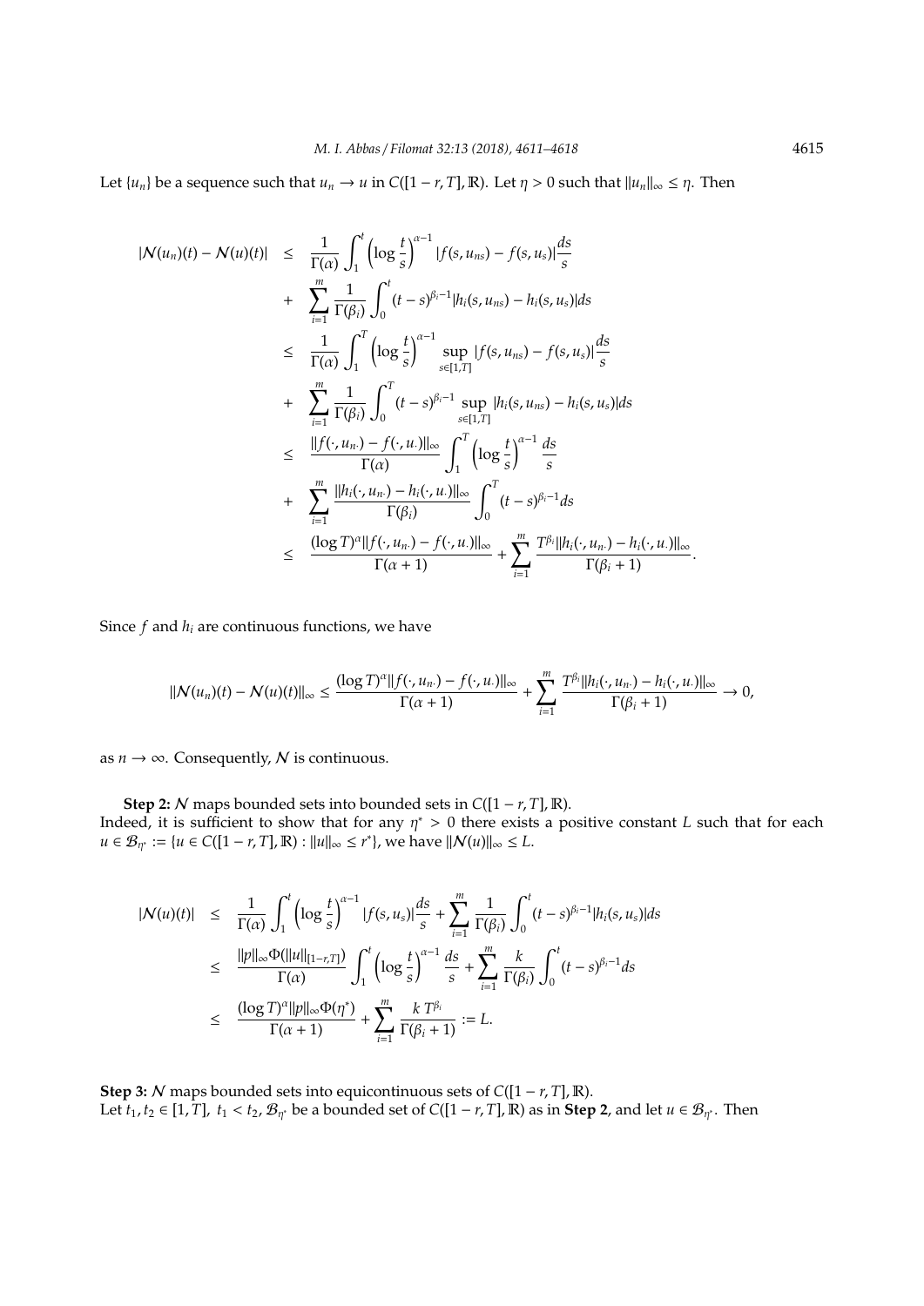Let $\{u_n\}$ be a sequence such that $u_n \to u$ in $C([1-r,T],\mathbb{R})$. Let $\eta > 0$ such that $\|u_n\|_\infty \leq \eta$. Then

$$
\begin{aligned}
|\mathcal{N}(u_n)(t) - \mathcal{N}(u)(t)| &\leq \frac{1}{\Gamma(\alpha)} \int_1^t \left(\log \frac{t}{s}\right)^{\alpha-1} |f(s,u_{ns}) - f(s,u_s)| \frac{ds}{s} \\
&+ \sum_{i=1}^m \frac{1}{\Gamma(\beta_i)} \int_0^t (t-s)^{\beta_i - 1} |h_i(s,u_{ns}) - h_i(s,u_s)| ds \\
&\leq \frac{1}{\Gamma(\alpha)} \int_1^T \left(\log \frac{t}{s}\right)^{\alpha-1} \sup_{s\in[1,T]} |f(s,u_{ns}) - f(s,u_s)| \frac{ds}{s} \\
&+ \sum_{i=1}^m \frac{1}{\Gamma(\beta_i)} \int_0^T (t-s)^{\beta_i - 1} \sup_{s\in[1,T]} |h_i(s,u_{ns}) - h_i(s,u_s)| ds \\
&\leq \frac{\|f(\cdot,u_{n\cdot}) - f(\cdot,u_\cdot)\|_\infty}{\Gamma(\alpha)} \int_1^T \left(\log \frac{t}{s}\right)^{\alpha-1} \frac{ds}{s} \\
&+ \sum_{i=1}^m \frac{\|h_i(\cdot,u_{n\cdot}) - h_i(\cdot,u_\cdot)\|_\infty}{\Gamma(\beta_i)} \int_0^T (t-s)^{\beta_i - 1} ds \\
&\leq \frac{(\log T)^\alpha \|f(\cdot,u_{n\cdot}) - f(\cdot,u_\cdot)\|_\infty}{\Gamma(\alpha+1)} + \sum_{i=1}^m \frac{T^{\beta_i} \|h_i(\cdot,u_{n\cdot}) - h_i(\cdot,u_\cdot)\|_\infty}{\Gamma(\beta_i+1)}.
\end{aligned}
$$

Since $f$ and $h_i$ are continuous functions, we have

$$
\|\mathcal{N}(u_n)(t) - \mathcal{N}(u)(t)\|_\infty \leq \frac{(\log T)^\alpha \|f(\cdot,u_{n\cdot}) - f(\cdot,u_\cdot)\|_\infty}{\Gamma(\alpha+1)} + \sum_{i=1}^m \frac{T^{\beta_i} \|h_i(\cdot,u_{n\cdot}) - h_i(\cdot,u_\cdot)\|_\infty}{\Gamma(\beta_i+1)} \to 0,
$$

as $n \to \infty$. Consequently, $\mathcal{N}$ is continuous.

**Step 2:** $\mathcal{N}$ maps bounded sets into bounded sets in $C([1-r,T],\mathbb{R})$.
Indeed, it is sufficient to show that for any $\eta^* > 0$ there exists a positive constant $L$ such that for each $u \in \mathcal{B}_{\eta^*} := \{u \in C([1-r,T],\mathbb{R}) : \|u\|_\infty \leq r^*\}$, we have $\|\mathcal{N}(u)\|_\infty \leq L$.

$$
\begin{aligned}
|\mathcal{N}(u)(t)| &\leq \frac{1}{\Gamma(\alpha)} \int_1^t \left(\log \frac{t}{s}\right)^{\alpha-1} |f(s,u_s)| \frac{ds}{s} + \sum_{i=1}^m \frac{1}{\Gamma(\beta_i)} \int_0^t (t-s)^{\beta_i-1} |h_i(s,u_s)| ds \\
&\leq \frac{\|p\|_\infty \Phi(\|u\|_{[1-r,T]})}{\Gamma(\alpha)} \int_1^t \left(\log \frac{t}{s}\right)^{\alpha-1} \frac{ds}{s} + \sum_{i=1}^m \frac{k}{\Gamma(\beta_i)} \int_0^t (t-s)^{\beta_i-1} ds \\
&\leq \frac{(\log T)^\alpha \|p\|_\infty \Phi(\eta^*)}{\Gamma(\alpha+1)} + \sum_{i=1}^m \frac{k\, T^{\beta_i}}{\Gamma(\beta_i+1)} := L.
\end{aligned}
$$

**Step 3:** $\mathcal{N}$ maps bounded sets into equicontinuous sets of $C([1-r,T],\mathbb{R})$.
Let $t_1, t_2 \in [1,T]$, $t_1 < t_2$, $\mathcal{B}_{\eta^*}$ be a bounded set of $C([1-r,T],\mathbb{R})$ as in **Step 2**, and let $u \in \mathcal{B}_{\eta^*}$. Then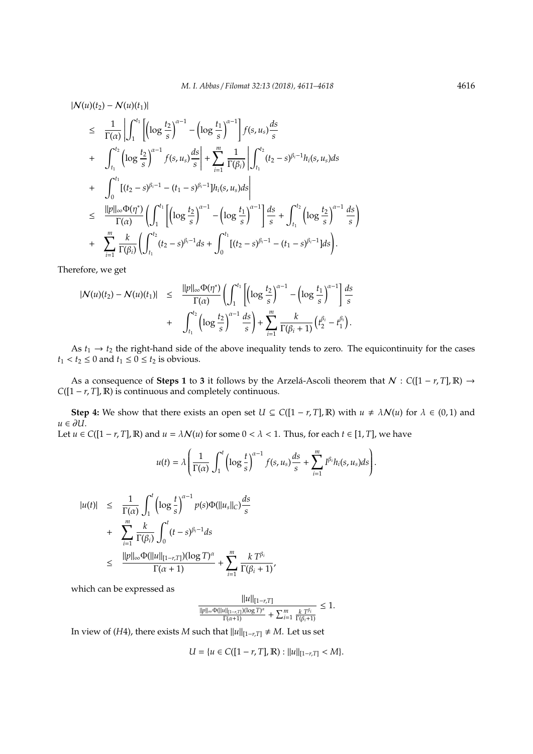$$
\begin{aligned}
&|\mathcal{N}(u)(t_2) - \mathcal{N}(u)(t_1)| \\
&\leq \frac{1}{\Gamma(\alpha)} \left| \int_1^{t_1} \left[ \left( \log \frac{t_2}{s} \right)^{\alpha-1} - \left( \log \frac{t_1}{s} \right)^{\alpha-1} \right] f(s, u_s) \frac{ds}{s} \right. \\
&+ \left. \int_{t_1}^{t_2} \left( \log \frac{t_2}{s} \right)^{\alpha-1} f(s, u_s) \frac{ds}{s} \right| + \sum_{i=1}^{m} \frac{1}{\Gamma(\beta_i)} \left| \int_{t_1}^{t_2} (t_2 - s)^{\beta_i - 1} h_i(s, u_s) ds \right. \\
&+ \left. \int_0^{t_1} [(t_2 - s)^{\beta_i - 1} - (t_1 - s)^{\beta_i - 1}] h_i(s, u_s) ds \right| \\
&\leq \frac{\|p\|_\infty \Phi(\eta^*)}{\Gamma(\alpha)} \left( \int_1^{t_1} \left[ \left( \log \frac{t_2}{s} \right)^{\alpha-1} - \left( \log \frac{t_1}{s} \right)^{\alpha-1} \right] \frac{ds}{s} + \int_{t_1}^{t_2} \left( \log \frac{t_2}{s} \right)^{\alpha-1} \frac{ds}{s} \right) \\
&+ \sum_{i=1}^{m} \frac{k}{\Gamma(\beta_i)} \left( \int_{t_1}^{t_2} (t_2 - s)^{\beta_i - 1} ds + \int_0^{t_1} [(t_2 - s)^{\beta_i - 1} - (t_1 - s)^{\beta_i - 1}] ds \right).
\end{aligned}
$$

Therefore, we get

$$
\begin{aligned}
|\mathcal{N}(u)(t_2) - \mathcal{N}(u)(t_1)| &\leq \frac{\|p\|_\infty \Phi(\eta^*)}{\Gamma(\alpha)} \left( \int_1^{t_1} \left[ \left( \log \frac{t_2}{s} \right)^{\alpha-1} - \left( \log \frac{t_1}{s} \right)^{\alpha-1} \right] \frac{ds}{s} \right. \\
&+ \left. \int_{t_1}^{t_2} \left( \log \frac{t_2}{s} \right)^{\alpha-1} \frac{ds}{s} \right) + \sum_{i=1}^{m} \frac{k}{\Gamma(\beta_i + 1)} \left( t_2^{\beta_i} - t_1^{\beta_i} \right).
\end{aligned}
$$

As $t_1 \to t_2$ the right-hand side of the above inequality tends to zero. The equicontinuity for the cases $t_1 < t_2 \leq 0$ and $t_1 \leq 0 \leq t_2$ is obvious.

As a consequence of **Steps 1** to **3** it follows by the Arzelá-Ascoli theorem that $\mathcal{N} : C([1-r, T], \mathbb{R}) \to C([1-r, T], \mathbb{R})$ is continuous and completely continuous.

**Step 4:** We show that there exists an open set $U \subseteq C([1-r, T], \mathbb{R})$ with $u \neq \lambda \mathcal{N}(u)$ for $\lambda \in (0, 1)$ and $u \in \partial U$.
Let $u \in C([1-r, T], \mathbb{R})$ and $u = \lambda \mathcal{N}(u)$ for some $0 < \lambda < 1$. Thus, for each $t \in [1, T]$, we have

$$
u(t) = \lambda \left( \frac{1}{\Gamma(\alpha)} \int_1^t \left( \log \frac{t}{s} \right)^{\alpha-1} f(s, u_s) \frac{ds}{s} + \sum_{i=1}^{m} I^{\beta_i} h_i(s, u_s) ds \right).
$$

$$
\begin{aligned}
|u(t)| &\leq \frac{1}{\Gamma(\alpha)} \int_1^t \left( \log \frac{t}{s} \right)^{\alpha-1} p(s) \Phi(\|u_s\|_C) \frac{ds}{s} \\
&+ \sum_{i=1}^{m} \frac{k}{\Gamma(\beta_i)} \int_0^t (t - s)^{\beta_i - 1} ds \\
&\leq \frac{\|p\|_\infty \Phi(\|u\|_{[1-r,T]}) (\log T)^\alpha}{\Gamma(\alpha + 1)} + \sum_{i=1}^{m} \frac{k \, T^{\beta_i}}{\Gamma(\beta_i + 1)},
\end{aligned}
$$

which can be expressed as

$$
\frac{\|u\|_{[1-r,T]}}{\frac{\|p\|_\infty \Phi(\|u\|_{[1-r,T]}) (\log T)^\alpha}{\Gamma(\alpha+1)} + \sum_{i=1}^{m} \frac{k \, T^{\beta_i}}{\Gamma(\beta_i + 1)}} \leq 1.
$$

In view of $(H4)$, there exists $M$ such that $\|u\|_{[1-r,T]} \neq M$. Let us set

$$
U = \{u \in C([1-r, T], \mathbb{R}) : \|u\|_{[1-r,T]} < M\}.
$$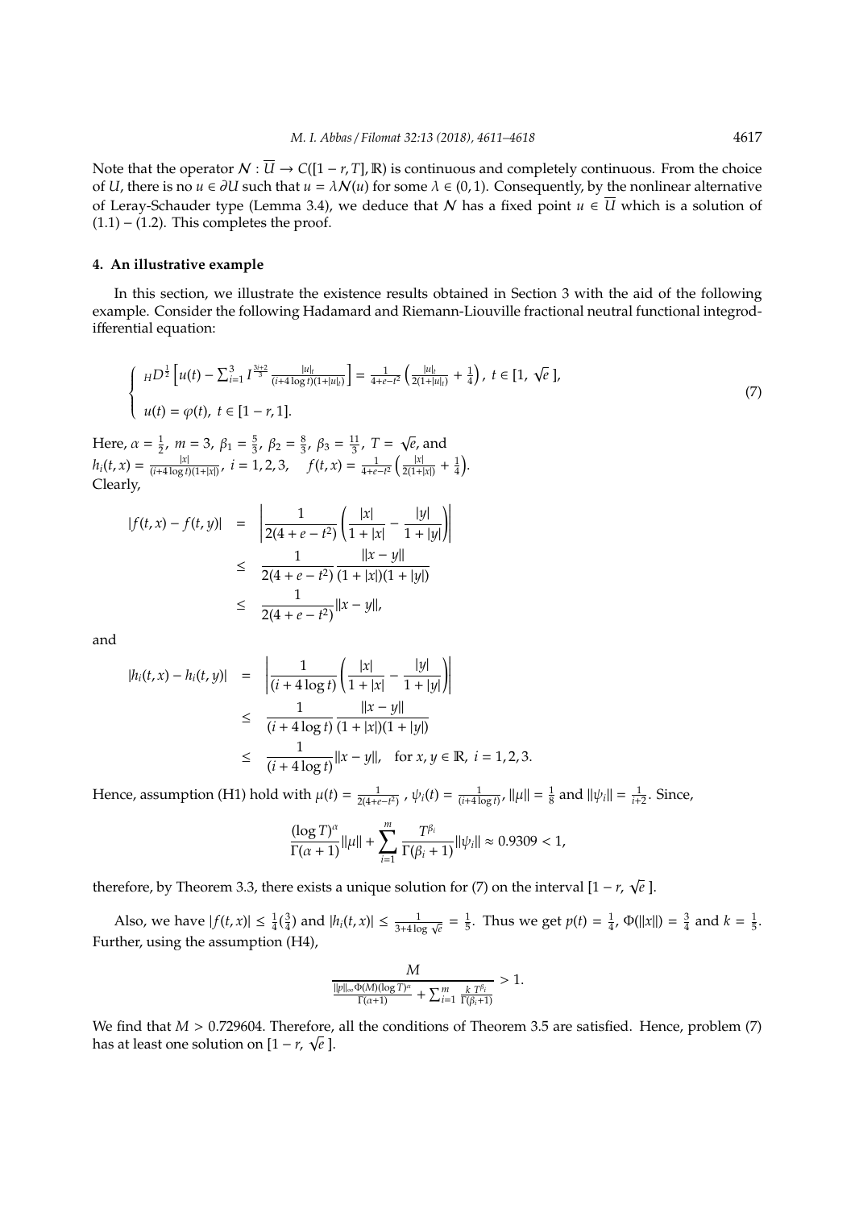Note that the operator $\mathcal{N} : \overline{U} \to C([1-r, T], \mathbb{R})$ is continuous and completely continuous. From the choice of $U$, there is no $u \in \partial U$ such that $u = \lambda \mathcal{N}(u)$ for some $\lambda \in (0,1)$. Consequently, by the nonlinear alternative of Leray-Schauder type (Lemma 3.4), we deduce that $\mathcal{N}$ has a fixed point $u \in \overline{U}$ which is a solution of (1.1) – (1.2). This completes the proof.

## 4. An illustrative example

In this section, we illustrate the existence results obtained in Section 3 with the aid of the following example. Consider the following Hadamard and Riemann-Liouville fractional neutral functional integrodifferential equation:

$$
\begin{cases} {}_H D^{\frac{1}{2}} \left[ u(t) - \sum_{i=1}^{3} I^{\frac{3i+2}{3}} \frac{|u|_t}{(i+4\log t)(1+|u|_t)} \right] = \frac{1}{4+e-t^2} \left( \frac{|u|_t}{2(1+|u|_t)} + \frac{1}{4} \right), \ t \in [1, \sqrt{e}\,], \\ \\ u(t) = \varphi(t), \ t \in [1-r, 1]. \end{cases} \tag{7}
$$

Here, $\alpha = \frac{1}{2}$, $m = 3$, $\beta_1 = \frac{5}{3}$, $\beta_2 = \frac{8}{3}$, $\beta_3 = \frac{11}{3}$, $T = \sqrt{e}$, and
$h_i(t,x) = \frac{|x|}{(i+4\log t)(1+|x|)}$, $i = 1,2,3$, $\quad f(t,x) = \frac{1}{4+e-t^2}\left( \frac{|x|}{2(1+|x|)} + \frac{1}{4} \right)$.
Clearly,

$$
\begin{aligned}
|f(t,x) - f(t,y)| &= \left| \frac{1}{2(4+e-t^2)} \left( \frac{|x|}{1+|x|} - \frac{|y|}{1+|y|} \right) \right| \\
&\leq \frac{1}{2(4+e-t^2)} \frac{\|x-y\|}{(1+|x|)(1+|y|)} \\
&\leq \frac{1}{2(4+e-t^2)} \|x-y\|,
\end{aligned}
$$

and

$$
\begin{aligned}
|h_i(t,x) - h_i(t,y)| &= \left| \frac{1}{(i+4\log t)} \left( \frac{|x|}{1+|x|} - \frac{|y|}{1+|y|} \right) \right| \\
&\leq \frac{1}{(i+4\log t)} \frac{\|x-y\|}{(1+|x|)(1+|y|)} \\
&\leq \frac{1}{(i+4\log t)} \|x-y\|, \quad \text{for } x, y \in \mathbb{R}, \ i = 1,2,3.
\end{aligned}
$$

Hence, assumption (H1) hold with $\mu(t) = \frac{1}{2(4+e-t^2)}$ , $\psi_i(t) = \frac{1}{(i+4\log t)}$, $\|\mu\| = \frac{1}{8}$ and $\|\psi_i\| = \frac{1}{i+2}$. Since,

$$
\frac{(\log T)^{\alpha}}{\Gamma(\alpha+1)} \|\mu\| + \sum_{i=1}^{m} \frac{T^{\beta_i}}{\Gamma(\beta_i+1)} \|\psi_i\| \approx 0.9309 < 1,
$$

therefore, by Theorem 3.3, there exists a unique solution for (7) on the interval $[1-r, \sqrt{e}\,]$.

Also, we have $|f(t,x)| \leq \frac{1}{4}(\frac{3}{4})$ and $|h_i(t,x)| \leq \frac{1}{3+4\log\sqrt{e}} = \frac{1}{5}$. Thus we get $p(t) = \frac{1}{4}$, $\Phi(\|x\|) = \frac{3}{4}$ and $k = \frac{1}{5}$. Further, using the assumption (H4),

$$
\frac{M}{\frac{\|p\|_\infty \Phi(M)(\log T)^{\alpha}}{\Gamma(\alpha+1)} + \sum_{i=1}^{m} \frac{k\, T^{\beta_i}}{\Gamma(\beta_i+1)}} > 1.
$$

We find that $M > 0.729604$. Therefore, all the conditions of Theorem 3.5 are satisfied. Hence, problem (7) has at least one solution on $[1-r, \sqrt{e}\,]$.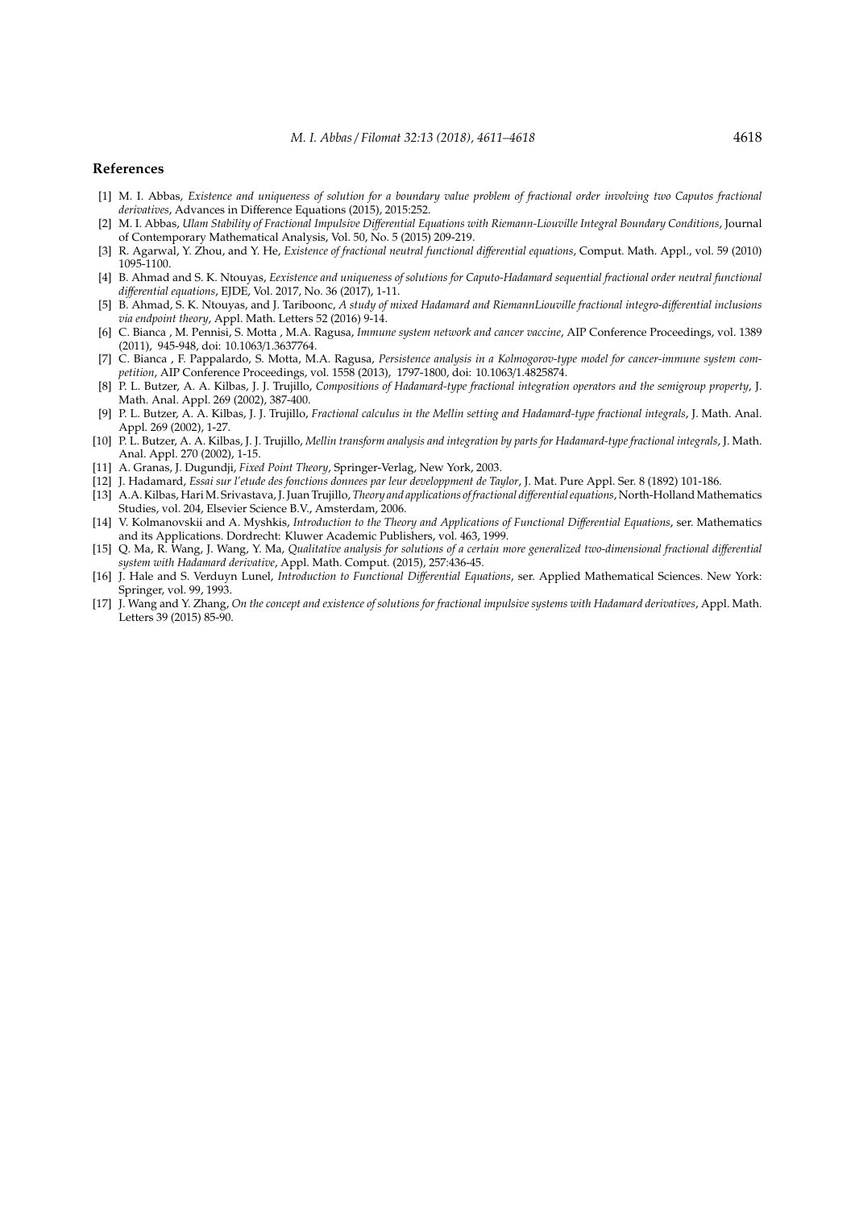## References

[1] M. I. Abbas, *Existence and uniqueness of solution for a boundary value problem of fractional order involving two Caputos fractional derivatives*, Advances in Difference Equations (2015), 2015:252.

[2] M. I. Abbas, *Ulam Stability of Fractional Impulsive Differential Equations with Riemann-Liouville Integral Boundary Conditions*, Journal of Contemporary Mathematical Analysis, Vol. 50, No. 5 (2015) 209-219.

[3] R. Agarwal, Y. Zhou, and Y. He, *Existence of fractional neutral functional differential equations*, Comput. Math. Appl., vol. 59 (2010) 1095-1100.

[4] B. Ahmad and S. K. Ntouyas, *Eexistence and uniqueness of solutions for Caputo-Hadamard sequential fractional order neutral functional differential equations*, EJDE, Vol. 2017, No. 36 (2017), 1-11.

[5] B. Ahmad, S. K. Ntouyas, and J. Tariboonc, *A study of mixed Hadamard and RiemannLiouville fractional integro-differential inclusions via endpoint theory*, Appl. Math. Letters 52 (2016) 9-14.

[6] C. Bianca , M. Pennisi, S. Motta , M.A. Ragusa, *Immune system network and cancer vaccine*, AIP Conference Proceedings, vol. 1389 (2011), 945-948, doi: 10.1063/1.3637764.

[7] C. Bianca , F. Pappalardo, S. Motta, M.A. Ragusa, *Persistence analysis in a Kolmogorov-type model for cancer-immune system competition*, AIP Conference Proceedings, vol. 1558 (2013), 1797-1800, doi: 10.1063/1.4825874.

[8] P. L. Butzer, A. A. Kilbas, J. J. Trujillo, *Compositions of Hadamard-type fractional integration operators and the semigroup property*, J. Math. Anal. Appl. 269 (2002), 387-400.

[9] P. L. Butzer, A. A. Kilbas, J. J. Trujillo, *Fractional calculus in the Mellin setting and Hadamard-type fractional integrals*, J. Math. Anal. Appl. 269 (2002), 1-27.

[10] P. L. Butzer, A. A. Kilbas, J. J. Trujillo, *Mellin transform analysis and integration by parts for Hadamard-type fractional integrals*, J. Math. Anal. Appl. 270 (2002), 1-15.

[11] A. Granas, J. Dugundji, *Fixed Point Theory*, Springer-Verlag, New York, 2003.

[12] J. Hadamard, *Essai sur l'etude des fonctions donnees par leur developpment de Taylor*, J. Mat. Pure Appl. Ser. 8 (1892) 101-186.

[13] A.A. Kilbas, Hari M. Srivastava, J. Juan Trujillo, *Theory and applications of fractional differential equations*, North-Holland Mathematics Studies, vol. 204, Elsevier Science B.V., Amsterdam, 2006.

[14] V. Kolmanovskii and A. Myshkis, *Introduction to the Theory and Applications of Functional Differential Equations*, ser. Mathematics and its Applications. Dordrecht: Kluwer Academic Publishers, vol. 463, 1999.

[15] Q. Ma, R. Wang, J. Wang, Y. Ma, *Qualitative analysis for solutions of a certain more generalized two-dimensional fractional differential system with Hadamard derivative*, Appl. Math. Comput. (2015), 257:436-45.

[16] J. Hale and S. Verduyn Lunel, *Introduction to Functional Differential Equations*, ser. Applied Mathematical Sciences. New York: Springer, vol. 99, 1993.

[17] J. Wang and Y. Zhang, *On the concept and existence of solutions for fractional impulsive systems with Hadamard derivatives*, Appl. Math. Letters 39 (2015) 85-90.